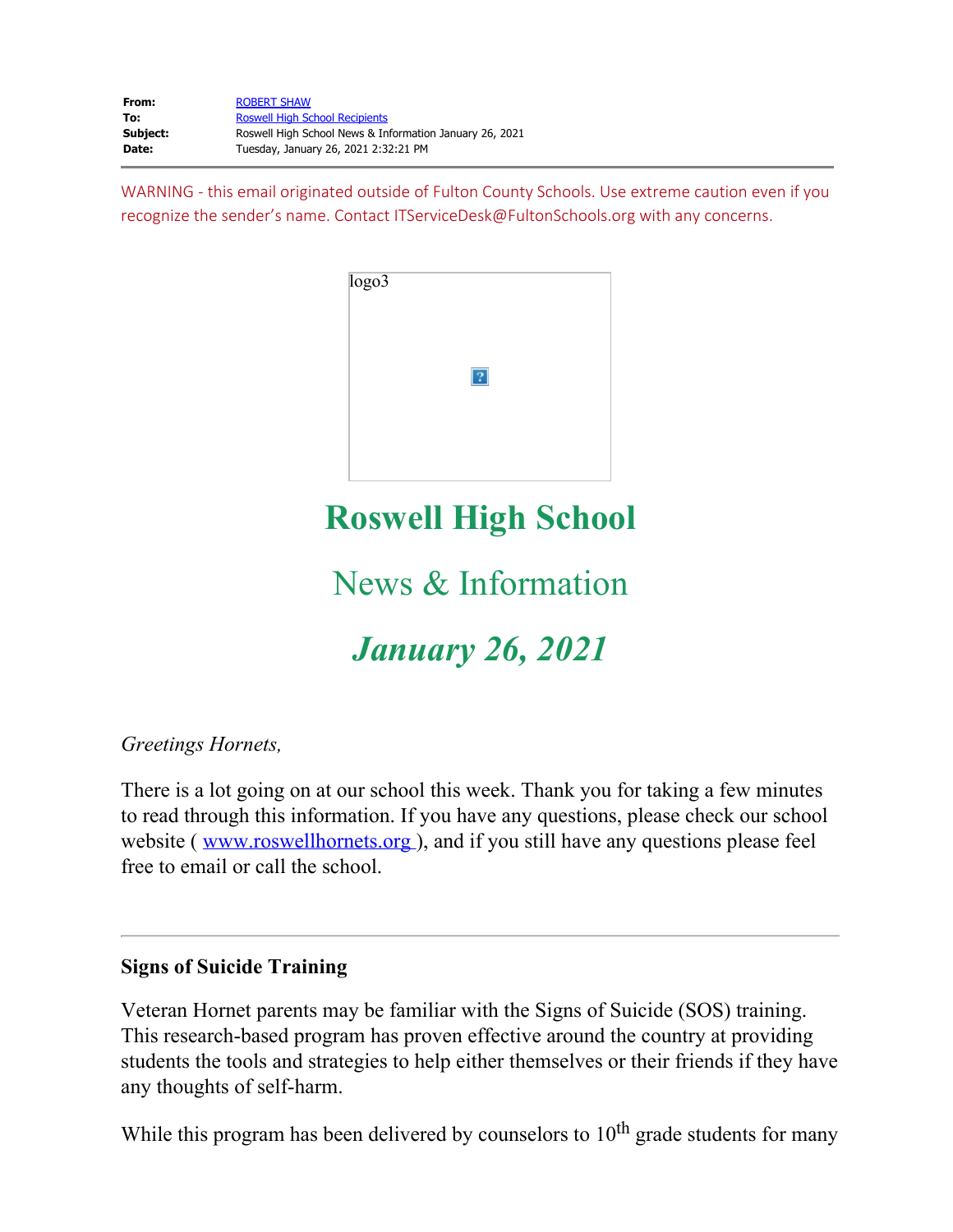**From:** ROBERT SHAW
**To:** Roswell High School Recipients
**Subject:** Roswell High School News & Information January 26, 2021
**Date:** Tuesday, January 26, 2021 2:32:21 PM

---

WARNING - this email originated outside of Fulton County Schools. Use extreme caution even if you recognize the sender's name. Contact ITServiceDesk@FultonSchools.org with any concerns.

logo3

# Roswell High School

## News & Information

## *January 26, 2021*

*Greetings Hornets,*

There is a lot going on at our school this week. Thank you for taking a few minutes to read through this information. If you have any questions, please check our school website ( www.roswellhornets.org ), and if you still have any questions please feel free to email or call the school.

---

**Signs of Suicide Training**

Veteran Hornet parents may be familiar with the Signs of Suicide (SOS) training. This research-based program has proven effective around the country at providing students the tools and strategies to help either themselves or their friends if they have any thoughts of self-harm.

While this program has been delivered by counselors to 10th grade students for many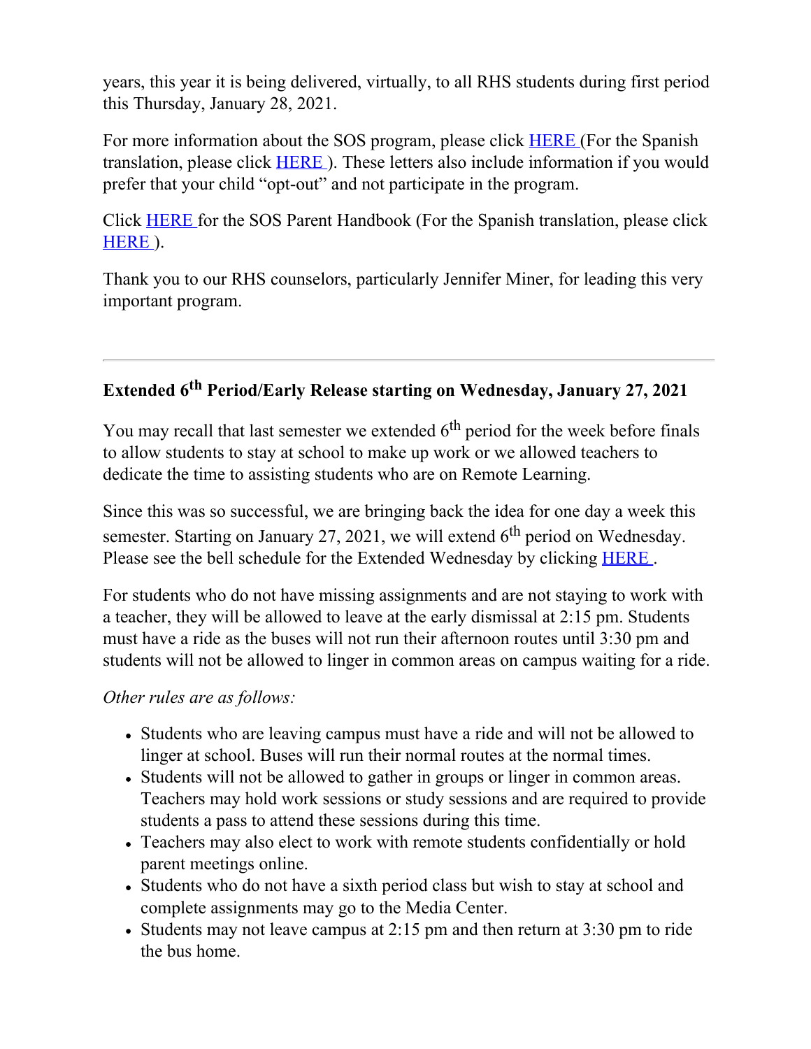years, this year it is being delivered, virtually, to all RHS students during first period this Thursday, January 28, 2021.

For more information about the SOS program, please click HERE (For the Spanish translation, please click HERE ). These letters also include information if you would prefer that your child "opt-out" and not participate in the program.

Click HERE for the SOS Parent Handbook (For the Spanish translation, please click HERE ).

Thank you to our RHS counselors, particularly Jennifer Miner, for leading this very important program.

---

### Extended 6th Period/Early Release starting on Wednesday, January 27, 2021

You may recall that last semester we extended 6th period for the week before finals to allow students to stay at school to make up work or we allowed teachers to dedicate the time to assisting students who are on Remote Learning.

Since this was so successful, we are bringing back the idea for one day a week this semester. Starting on January 27, 2021, we will extend 6th period on Wednesday. Please see the bell schedule for the Extended Wednesday by clicking HERE .

For students who do not have missing assignments and are not staying to work with a teacher, they will be allowed to leave at the early dismissal at 2:15 pm. Students must have a ride as the buses will not run their afternoon routes until 3:30 pm and students will not be allowed to linger in common areas on campus waiting for a ride.

*Other rules are as follows:*

- Students who are leaving campus must have a ride and will not be allowed to linger at school. Buses will run their normal routes at the normal times.
- Students will not be allowed to gather in groups or linger in common areas. Teachers may hold work sessions or study sessions and are required to provide students a pass to attend these sessions during this time.
- Teachers may also elect to work with remote students confidentially or hold parent meetings online.
- Students who do not have a sixth period class but wish to stay at school and complete assignments may go to the Media Center.
- Students may not leave campus at 2:15 pm and then return at 3:30 pm to ride the bus home.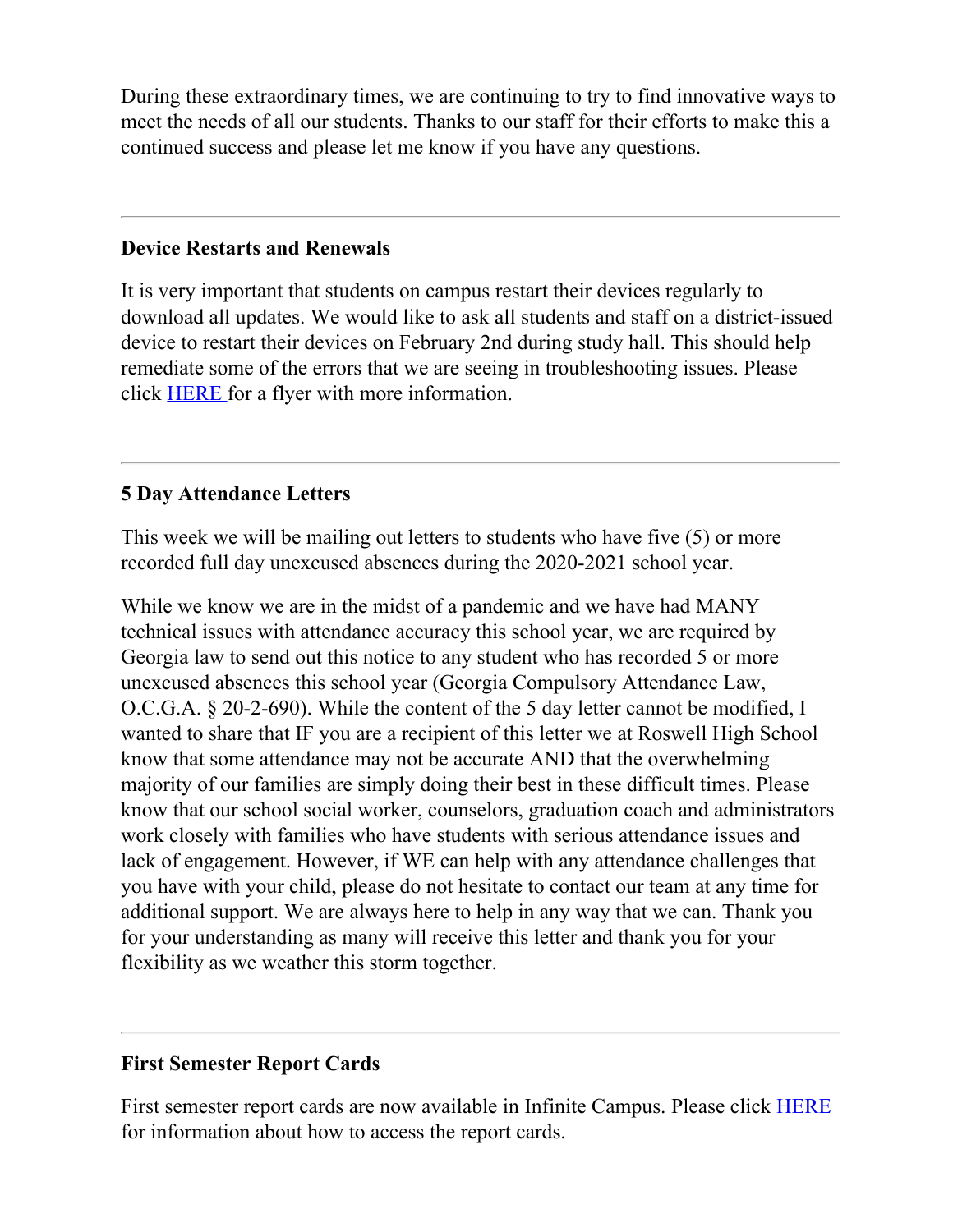During these extraordinary times, we are continuing to try to find innovative ways to meet the needs of all our students. Thanks to our staff for their efforts to make this a continued success and please let me know if you have any questions.

---

**Device Restarts and Renewals**

It is very important that students on campus restart their devices regularly to download all updates. We would like to ask all students and staff on a district-issued device to restart their devices on February 2nd during study hall. This should help remediate some of the errors that we are seeing in troubleshooting issues. Please click HERE for a flyer with more information.

---

**5 Day Attendance Letters**

This week we will be mailing out letters to students who have five (5) or more recorded full day unexcused absences during the 2020-2021 school year.

While we know we are in the midst of a pandemic and we have had MANY technical issues with attendance accuracy this school year, we are required by Georgia law to send out this notice to any student who has recorded 5 or more unexcused absences this school year (Georgia Compulsory Attendance Law, O.C.G.A. § 20-2-690). While the content of the 5 day letter cannot be modified, I wanted to share that IF you are a recipient of this letter we at Roswell High School know that some attendance may not be accurate AND that the overwhelming majority of our families are simply doing their best in these difficult times. Please know that our school social worker, counselors, graduation coach and administrators work closely with families who have students with serious attendance issues and lack of engagement. However, if WE can help with any attendance challenges that you have with your child, please do not hesitate to contact our team at any time for additional support. We are always here to help in any way that we can. Thank you for your understanding as many will receive this letter and thank you for your flexibility as we weather this storm together.

---

**First Semester Report Cards**

First semester report cards are now available in Infinite Campus. Please click HERE for information about how to access the report cards.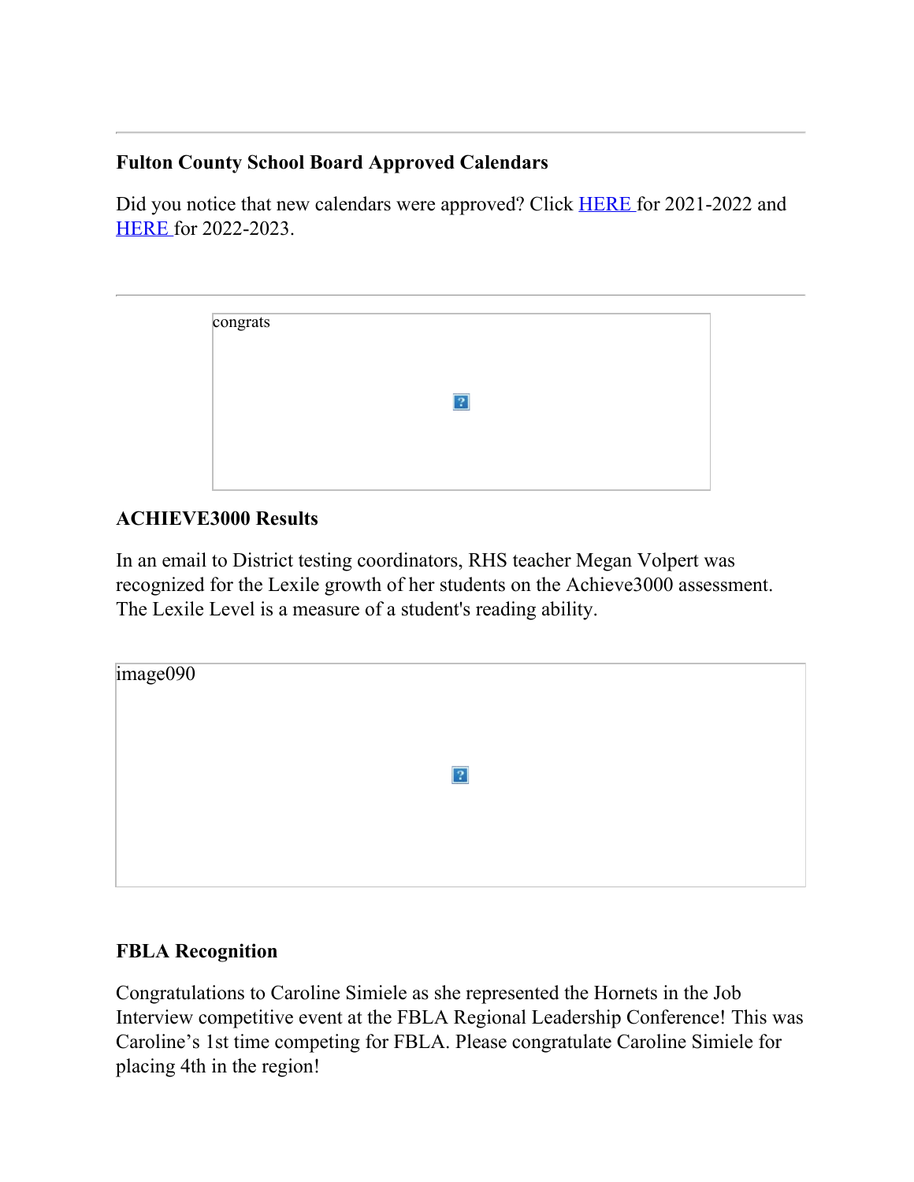---

**Fulton County School Board Approved Calendars**

Did you notice that new calendars were approved? Click HERE for 2021-2022 and HERE for 2022-2023.

---

congrats

**ACHIEVE3000 Results**

In an email to District testing coordinators, RHS teacher Megan Volpert was recognized for the Lexile growth of her students on the Achieve3000 assessment. The Lexile Level is a measure of a student's reading ability.

image090

**FBLA Recognition**

Congratulations to Caroline Simiele as she represented the Hornets in the Job Interview competitive event at the FBLA Regional Leadership Conference! This was Caroline's 1st time competing for FBLA. Please congratulate Caroline Simiele for placing 4th in the region!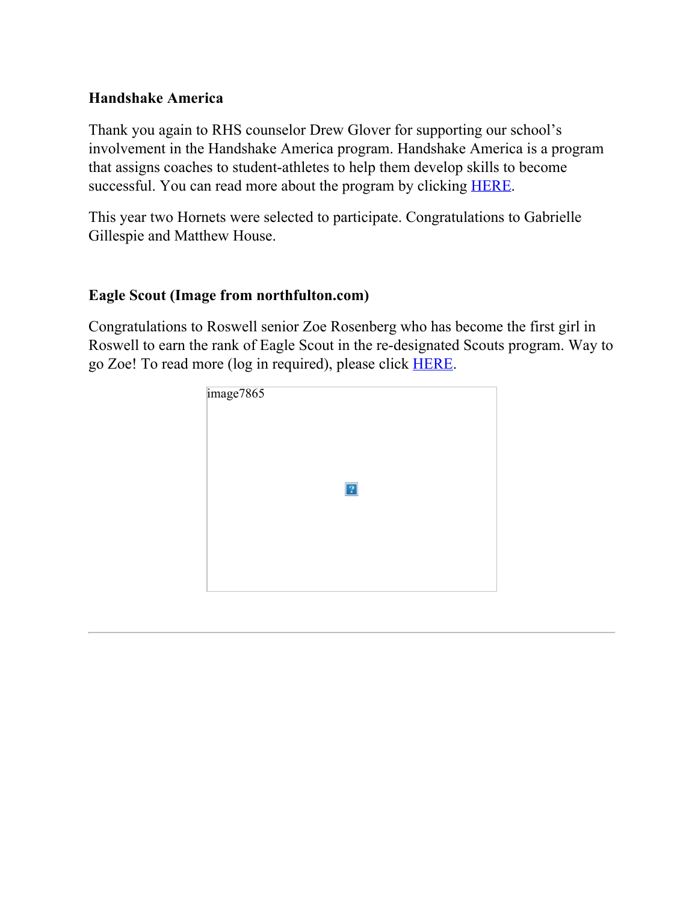**Handshake America**

Thank you again to RHS counselor Drew Glover for supporting our school's involvement in the Handshake America program. Handshake America is a program that assigns coaches to student-athletes to help them develop skills to become successful. You can read more about the program by clicking HERE.

This year two Hornets were selected to participate. Congratulations to Gabrielle Gillespie and Matthew House.

**Eagle Scout (Image from northfulton.com)**

Congratulations to Roswell senior Zoe Rosenberg who has become the first girl in Roswell to earn the rank of Eagle Scout in the re-designated Scouts program. Way to go Zoe! To read more (log in required), please click HERE.

image7865

---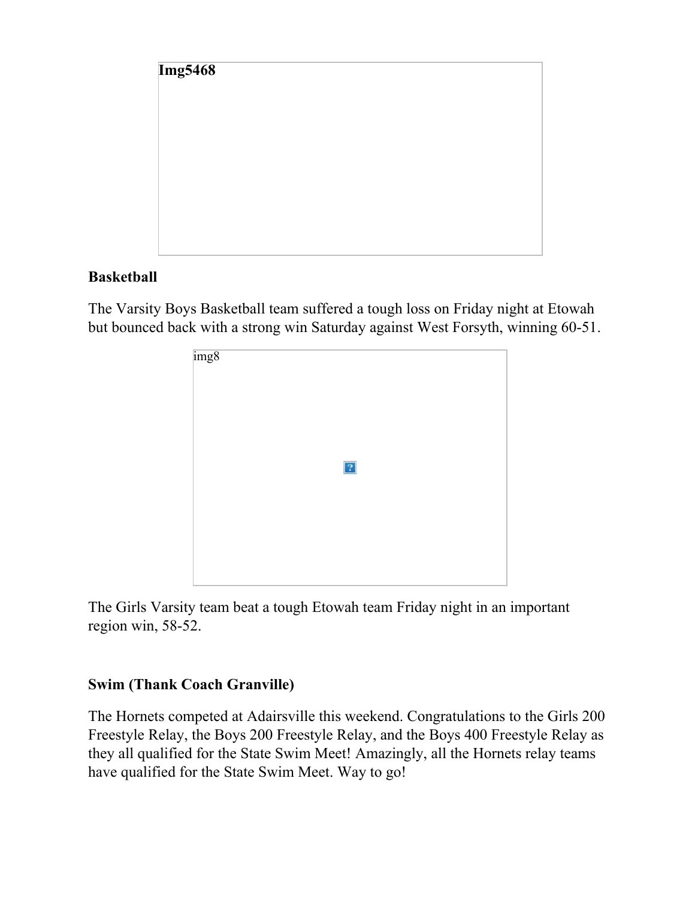Img5468

**Basketball**

The Varsity Boys Basketball team suffered a tough loss on Friday night at Etowah but bounced back with a strong win Saturday against West Forsyth, winning 60-51.

img8

The Girls Varsity team beat a tough Etowah team Friday night in an important region win, 58-52.

**Swim (Thank Coach Granville)**

The Hornets competed at Adairsville this weekend. Congratulations to the Girls 200 Freestyle Relay, the Boys 200 Freestyle Relay, and the Boys 400 Freestyle Relay as they all qualified for the State Swim Meet! Amazingly, all the Hornets relay teams have qualified for the State Swim Meet. Way to go!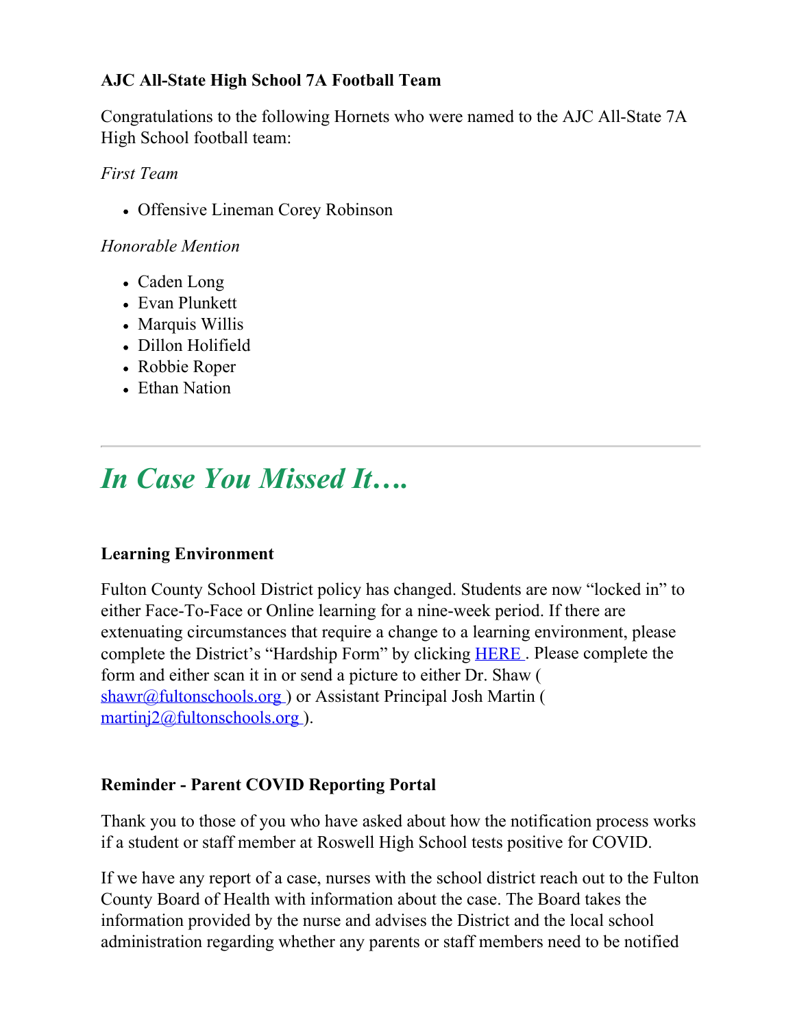**AJC All-State High School 7A Football Team**

Congratulations to the following Hornets who were named to the AJC All-State 7A High School football team:

*First Team*

- Offensive Lineman Corey Robinson

*Honorable Mention*

- Caden Long
- Evan Plunkett
- Marquis Willis
- Dillon Holifield
- Robbie Roper
- Ethan Nation

---

# *In Case You Missed It….*

**Learning Environment**

Fulton County School District policy has changed. Students are now "locked in" to either Face-To-Face or Online learning for a nine-week period. If there are extenuating circumstances that require a change to a learning environment, please complete the District's "Hardship Form" by clicking HERE . Please complete the form and either scan it in or send a picture to either Dr. Shaw ( shawr@fultonschools.org ) or Assistant Principal Josh Martin ( martinj2@fultonschools.org ).

**Reminder - Parent COVID Reporting Portal**

Thank you to those of you who have asked about how the notification process works if a student or staff member at Roswell High School tests positive for COVID.

If we have any report of a case, nurses with the school district reach out to the Fulton County Board of Health with information about the case. The Board takes the information provided by the nurse and advises the District and the local school administration regarding whether any parents or staff members need to be notified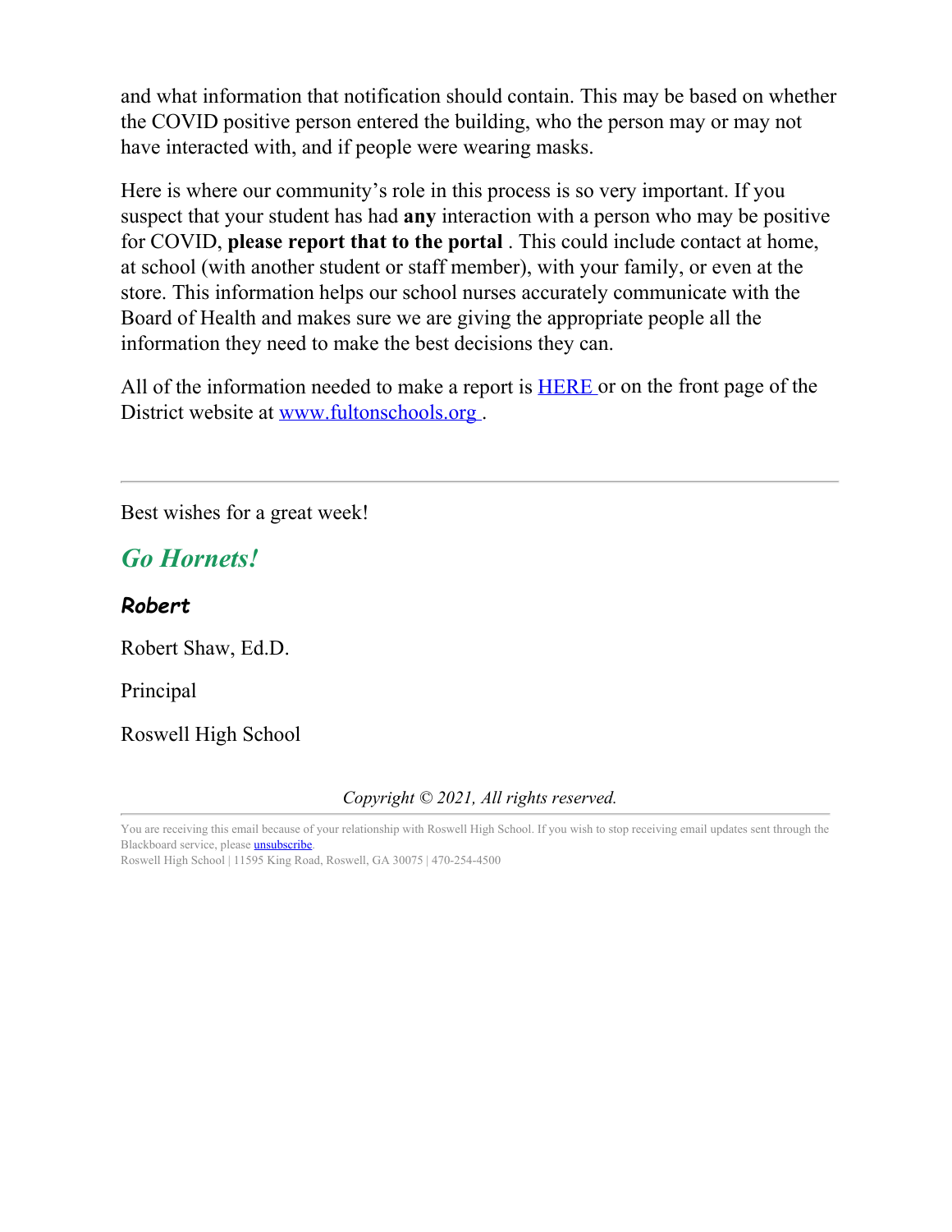and what information that notification should contain. This may be based on whether the COVID positive person entered the building, who the person may or may not have interacted with, and if people were wearing masks.

Here is where our community's role in this process is so very important. If you suspect that your student has had **any** interaction with a person who may be positive for COVID, **please report that to the portal** . This could include contact at home, at school (with another student or staff member), with your family, or even at the store. This information helps our school nurses accurately communicate with the Board of Health and makes sure we are giving the appropriate people all the information they need to make the best decisions they can.

All of the information needed to make a report is [HERE](#) or on the front page of the District website at [www.fultonschools.org](http://www.fultonschools.org) .

---

Best wishes for a great week!

***Go Hornets!***

***Robert***

Robert Shaw, Ed.D.

Principal

Roswell High School

*Copyright © 2021, All rights reserved.*

---

You are receiving this email because of your relationship with Roswell High School. If you wish to stop receiving email updates sent through the Blackboard service, please [unsubscribe](#).

Roswell High School | 11595 King Road, Roswell, GA 30075 | 470-254-4500